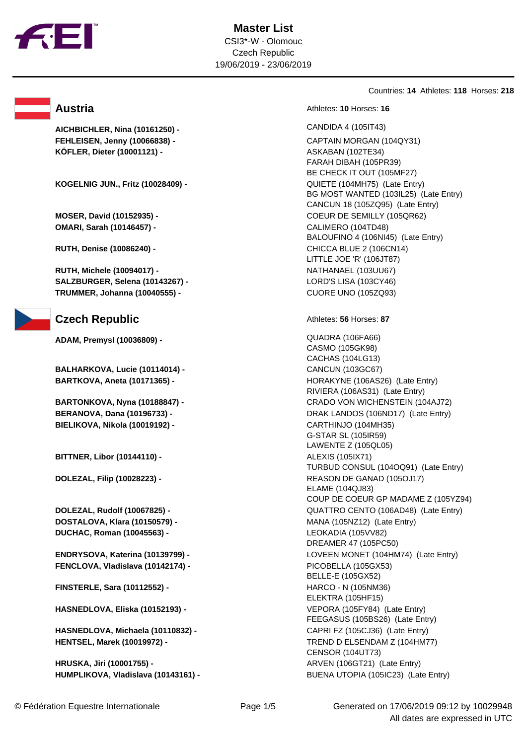# Master List

CSI3*-W - Olomouc
Czech Republic
19/06/2019 - 23/06/2019

Countries: **14** Athletes: **118** Horses: **218**

## Austria

Athletes: **10** Horses: **16**

| Athlete | Horses |
|---|---|
| **AICHBICHLER, Nina (10161250) -** | CANDIDA 4 (105IT43) |
| **FEHLEISEN, Jenny (10066838) -** | CAPTAIN MORGAN (104QY31) |
| **KÖFLER, Dieter (10001121) -** | ASKABAN (102TE34)<br>FARAH DIBAH (105PR39)<br>BE CHECK IT OUT (105MF27) |
| **KOGELNIG JUN., Fritz (10028409) -** | QUIETE (104MH75) (Late Entry)<br>BG MOST WANTED (103IL25) (Late Entry)<br>CANCUN 18 (105ZQ95) (Late Entry) |
| **MOSER, David (10152935) -** | COEUR DE SEMILLY (105QR62) |
| **OMARI, Sarah (10146457) -** | CALIMERO (104TD48)<br>BALOUFINO 4 (106NI45) (Late Entry) |
| **RUTH, Denise (10086240) -** | CHICCA BLUE 2 (106CN14)<br>LITTLE JOE 'R' (106JT87) |
| **RUTH, Michele (10094017) -** | NATHANAEL (103UU67) |
| **SALZBURGER, Selena (10143267) -** | LORD'S LISA (103CY46) |
| **TRUMMER, Johanna (10040555) -** | CUORE UNO (105ZQ93) |

## Czech Republic

Athletes: **56** Horses: **87**

| Athlete | Horses |
|---|---|
| **ADAM, Premysl (10036809) -** | QUADRA (106FA66)<br>CASMO (105GK98)<br>CACHAS (104LG13) |
| **BALHARKOVA, Lucie (10114014) -** | CANCUN (103GC67) |
| **BARTKOVA, Aneta (10171365) -** | HORAKYNE (106AS26) (Late Entry)<br>RIVIERA (106AS31) (Late Entry) |
| **BARTONKOVA, Nyna (10188847) -** | CRADO VON WICHENSTEIN (104AJ72) |
| **BERANOVA, Dana (10196733) -** | DRAK LANDOS (106ND17) (Late Entry) |
| **BIELIKOVA, Nikola (10019192) -** | CARTHINJO (104MH35)<br>G-STAR SL (105IR59)<br>LAWENTE Z (105QL05) |
| **BITTNER, Libor (10144110) -** | ALEXIS (105IX71)<br>TURBUD CONSUL (104OQ91) (Late Entry) |
| **DOLEZAL, Filip (10028223) -** | REASON DE GANAD (105OJ17)<br>ELAME (104QJ83)<br>COUP DE COEUR GP MADAME Z (105YZ94) |
| **DOLEZAL, Rudolf (10067825) -** | QUATTRO CENTO (106AD48) (Late Entry) |
| **DOSTALOVA, Klara (10150579) -** | MANA (105NZ12) (Late Entry) |
| **DUCHAC, Roman (10045563) -** | LEOKADIA (105VV82)<br>DREAMER 47 (105PC50) |
| **ENDRYSOVA, Katerina (10139799) -** | LOVEEN MONET (104HM74) (Late Entry) |
| **FENCLOVA, Vladislava (10142174) -** | PICOBELLA (105GX53)<br>BELLE-E (105GX52) |
| **FINSTERLE, Sara (10112552) -** | HARCO - N (105NM36)<br>ELEKTRA (105HF15) |
| **HASNEDLOVA, Eliska (10152193) -** | VEPORA (105FY84) (Late Entry)<br>FEEGASUS (105BS26) (Late Entry) |
| **HASNEDLOVA, Michaela (10110832) -** | CAPRI FZ (105CJ36) (Late Entry) |
| **HENTSEL, Marek (10019972) -** | TREND D ELSENDAM Z (104HM77)<br>CENSOR (104UT73) |
| **HRUSKA, Jiri (10001755) -** | ARVEN (106GT21) (Late Entry) |
| **HUMPLIKOVA, Vladislava (10143161) -** | BUENA UTOPIA (105IC23) (Late Entry) |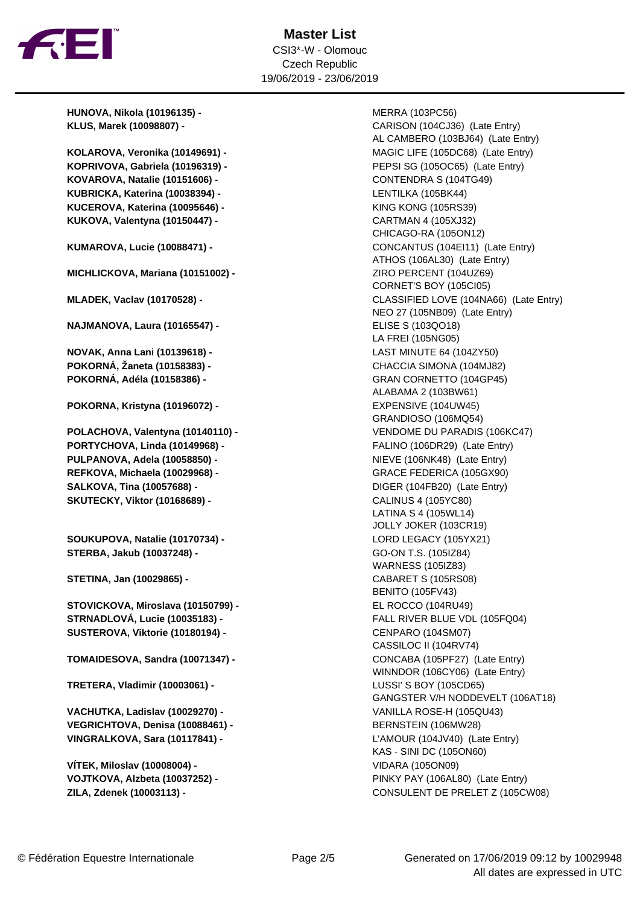# Master List

CSI3*-W - Olomouc
Czech Republic
19/06/2019 - 23/06/2019

| Rider | Horse |
|---|---|
| **HUNOVA, Nikola (10196135) -** | MERRA (103PC56) |
| **KLUS, Marek (10098807) -** | CARISON (104CJ36) (Late Entry) |
| | AL CAMBERO (103BJ64) (Late Entry) |
| **KOLAROVA, Veronika (10149691) -** | MAGIC LIFE (105DC68) (Late Entry) |
| **KOPRIVOVA, Gabriela (10196319) -** | PEPSI SG (105OC65) (Late Entry) |
| **KOVAROVA, Natalie (10151606) -** | CONTENDRA S (104TG49) |
| **KUBRICKA, Katerina (10038394) -** | LENTILKA (105BK44) |
| **KUCEROVA, Katerina (10095646) -** | KING KONG (105RS39) |
| **KUKOVA, Valentyna (10150447) -** | CARTMAN 4 (105XJ32) |
| | CHICAGO-RA (105ON12) |
| **KUMAROVA, Lucie (10088471) -** | CONCANTUS (104EI11) (Late Entry) |
| | ATHOS (106AL30) (Late Entry) |
| **MICHLICKOVA, Mariana (10151002) -** | ZIRO PERCENT (104UZ69) |
| | CORNET'S BOY (105CI05) |
| **MLADEK, Vaclav (10170528) -** | CLASSIFIED LOVE (104NA66) (Late Entry) |
| | NEO 27 (105NB09) (Late Entry) |
| **NAJMANOVA, Laura (10165547) -** | ELISE S (103QO18) |
| | LA FREI (105NG05) |
| **NOVAK, Anna Lani (10139618) -** | LAST MINUTE 64 (104ZY50) |
| **POKORNÁ, Žaneta (10158383) -** | CHACCIA SIMONA (104MJ82) |
| **POKORNÁ, Adéla (10158386) -** | GRAN CORNETTO (104GP45) |
| | ALABAMA 2 (103BW61) |
| **POKORNA, Kristyna (10196072) -** | EXPENSIVE (104UW45) |
| | GRANDIOSO (106MQ54) |
| **POLACHOVA, Valentyna (10140110) -** | VENDOME DU PARADIS (106KC47) |
| **PORTYCHOVA, Linda (10149968) -** | FALINO (106DR29) (Late Entry) |
| **PULPANOVA, Adela (10058850) -** | NIEVE (106NK48) (Late Entry) |
| **REFKOVA, Michaela (10029968) -** | GRACE FEDERICA (105GX90) |
| **SALKOVA, Tina (10057688) -** | DIGER (104FB20) (Late Entry) |
| **SKUTECKY, Viktor (10168689) -** | CALINUS 4 (105YC80) |
| | LATINA S 4 (105WL14) |
| | JOLLY JOKER (103CR19) |
| **SOUKUPOVA, Natalie (10170734) -** | LORD LEGACY (105YX21) |
| **STERBA, Jakub (10037248) -** | GO-ON T.S. (105IZ84) |
| | WARNESS (105IZ83) |
| **STETINA, Jan (10029865) -** | CABARET S (105RS08) |
| | BENITO (105FV43) |
| **STOVICKOVA, Miroslava (10150799) -** | EL ROCCO (104RU49) |
| **STRNADLOVÁ, Lucie (10035183) -** | FALL RIVER BLUE VDL (105FQ04) |
| **SUSTEROVA, Viktorie (10180194) -** | CENPARO (104SM07) |
| | CASSILOC II (104RV74) |
| **TOMAIDESOVA, Sandra (10071347) -** | CONCABA (105PF27) (Late Entry) |
| | WINNDOR (106CY06) (Late Entry) |
| **TRETERA, Vladimir (10003061) -** | LUSSI' S BOY (105CD65) |
| | GANGSTER V/H NODDEVELT (106AT18) |
| **VACHUTKA, Ladislav (10029270) -** | VANILLA ROSE-H (105QU43) |
| **VEGRICHTOVA, Denisa (10088461) -** | BERNSTEIN (106MW28) |
| **VINGRALKOVA, Sara (10117841) -** | L'AMOUR (104JV40) (Late Entry) |
| | KAS - SINI DC (105ON60) |
| **VÍTEK, Miloslav (10008004) -** | VIDARA (105ON09) |
| **VOJTKOVA, Alzbeta (10037252) -** | PINKY PAY (106AL80) (Late Entry) |
| **ZILA, Zdenek (10003113) -** | CONSULENT DE PRELET Z (105CW08) |

© Fédération Equestre Internationale — Generated on 17/06/2019 09:12 by 10029948 — All dates are expressed in UTC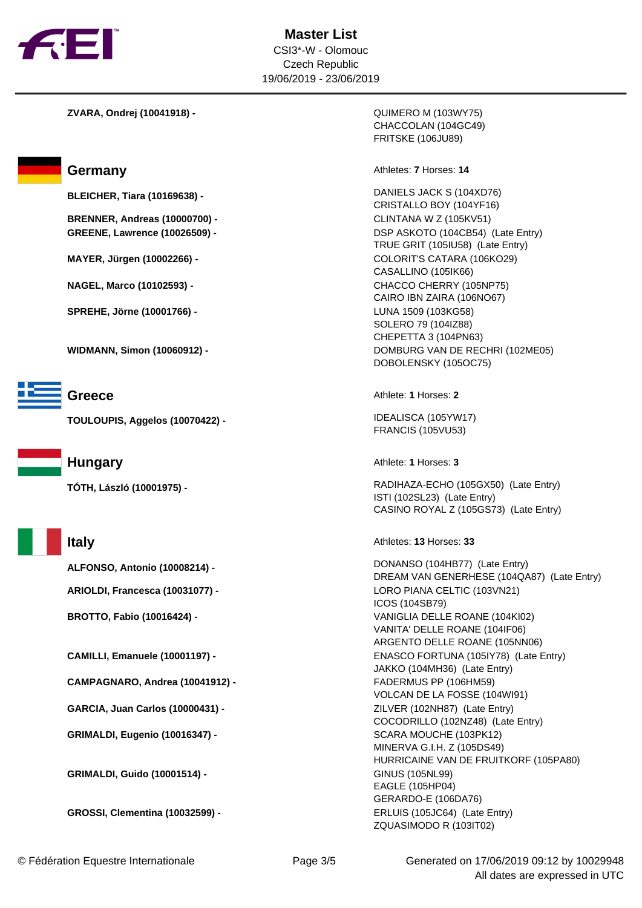# Master List

CSI3*-W - Olomouc
Czech Republic
19/06/2019 - 23/06/2019

| Athlete | Horses |
|---|---|
| **ZVARA, Ondrej (10041918) -** | QUIMERO M (103WY75)<br>CHACCOLAN (104GC49)<br>FRITSKE (106JU89) |

## Germany

Athletes: **7** Horses: **14**

| Athlete | Horses |
|---|---|
| **BLEICHER, Tiara (10169638) -** | DANIELS JACK S (104XD76)<br>CRISTALLO BOY (104YF16) |
| **BRENNER, Andreas (10000700) -** | CLINTANA W Z (105KV51) |
| **GREENE, Lawrence (10026509) -** | DSP ASKOTO (104CB54) (Late Entry)<br>TRUE GRIT (105IU58) (Late Entry) |
| **MAYER, Jürgen (10002266) -** | COLORIT'S CATARA (106KO29)<br>CASALLINO (105IK66) |
| **NAGEL, Marco (10102593) -** | CHACCO CHERRY (105NP75)<br>CAIRO IBN ZAIRA (106NO67) |
| **SPREHE, Jörne (10001766) -** | LUNA 1509 (103KG58)<br>SOLERO 79 (104IZ88)<br>CHEPETTA 3 (104PN63) |
| **WIDMANN, Simon (10060912) -** | DOMBURG VAN DE RECHRI (102ME05)<br>DOBOLENSKY (105OC75) |

## Greece

Athlete: **1** Horses: **2**

| Athlete | Horses |
|---|---|
| **TOULOUPIS, Aggelos (10070422) -** | IDEALISCA (105YW17)<br>FRANCIS (105VU53) |

## Hungary

Athlete: **1** Horses: **3**

| Athlete | Horses |
|---|---|
| **TÓTH, László (10001975) -** | RADIHAZA-ECHO (105GX50) (Late Entry)<br>ISTI (102SL23) (Late Entry)<br>CASINO ROYAL Z (105GS73) (Late Entry) |

## Italy

Athletes: **13** Horses: **33**

| Athlete | Horses |
|---|---|
| **ALFONSO, Antonio (10008214) -** | DONANSO (104HB77) (Late Entry)<br>DREAM VAN GENERHESE (104QA87) (Late Entry) |
| **ARIOLDI, Francesca (10031077) -** | LORO PIANA CELTIC (103VN21)<br>ICOS (104SB79) |
| **BROTTO, Fabio (10016424) -** | VANIGLIA DELLE ROANE (104KI02)<br>VANITA' DELLE ROANE (104IF06)<br>ARGENTO DELLE ROANE (105NN06) |
| **CAMILLI, Emanuele (10001197) -** | ENASCO FORTUNA (105IY78) (Late Entry)<br>JAKKO (104MH36) (Late Entry) |
| **CAMPAGNARO, Andrea (10041912) -** | FADERMUS PP (106HM59)<br>VOLCAN DE LA FOSSE (104WI91) |
| **GARCIA, Juan Carlos (10000431) -** | ZILVER (102NH87) (Late Entry)<br>COCODRILLO (102NZ48) (Late Entry) |
| **GRIMALDI, Eugenio (10016347) -** | SCARA MOUCHE (103PK12)<br>MINERVA G.I.H. Z (105DS49)<br>HURRICAINE VAN DE FRUITKORF (105PA80) |
| **GRIMALDI, Guido (10001514) -** | GINUS (105NL99)<br>EAGLE (105HP04)<br>GERARDO-E (106DA76) |
| **GROSSI, Clementina (10032599) -** | ERLUIS (105JC64) (Late Entry)<br>ZQUASIMODO R (103IT02) |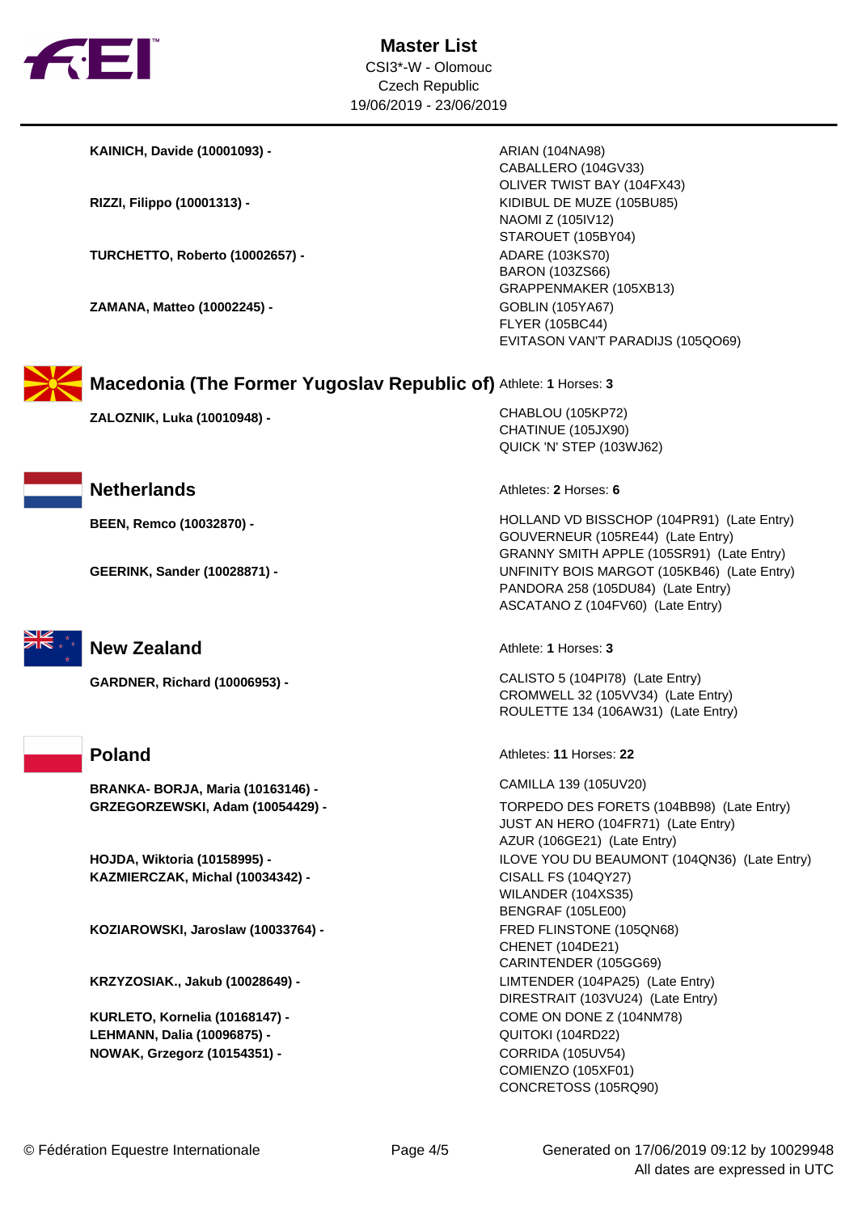# Master List

CSI3*-W - Olomouc
Czech Republic
19/06/2019 - 23/06/2019

| Athlete | Horses |
| --- | --- |
| **KAINICH, Davide (10001093) -** | ARIAN (104NA98)<br>CABALLERO (104GV33)<br>OLIVER TWIST BAY (104FX43) |
| **RIZZI, Filippo (10001313) -** | KIDIBUL DE MUZE (105BU85)<br>NAOMI Z (105IV12)<br>STAROUET (105BY04) |
| **TURCHETTO, Roberto (10002657) -** | ADARE (103KS70)<br>BARON (103ZS66)<br>GRAPPENMAKER (105XB13) |
| **ZAMANA, Matteo (10002245) -** | GOBLIN (105YA67)<br>FLYER (105BC44)<br>EVITASON VAN'T PARADIJS (105QO69) |

## Macedonia (The Former Yugoslav Republic of)

Athlete: **1** Horses: **3**

| Athlete | Horses |
| --- | --- |
| **ZALOZNIK, Luka (10010948) -** | CHABLOU (105KP72)<br>CHATINUE (105JX90)<br>QUICK 'N' STEP (103WJ62) |

## Netherlands

Athletes: **2** Horses: **6**

| Athlete | Horses |
| --- | --- |
| **BEEN, Remco (10032870) -** | HOLLAND VD BISSCHOP (104PR91) (Late Entry)<br>GOUVERNEUR (105RE44) (Late Entry)<br>GRANNY SMITH APPLE (105SR91) (Late Entry) |
| **GEERINK, Sander (10028871) -** | UNFINITY BOIS MARGOT (105KB46) (Late Entry)<br>PANDORA 258 (105DU84) (Late Entry)<br>ASCATANO Z (104FV60) (Late Entry) |

## New Zealand

Athlete: **1** Horses: **3**

| Athlete | Horses |
| --- | --- |
| **GARDNER, Richard (10006953) -** | CALISTO 5 (104PI78) (Late Entry)<br>CROMWELL 32 (105VV34) (Late Entry)<br>ROULETTE 134 (106AW31) (Late Entry) |

## Poland

Athletes: **11** Horses: **22**

| Athlete | Horses |
| --- | --- |
| **BRANKA- BORJA, Maria (10163146) -** | CAMILLA 139 (105UV20) |
| **GRZEGORZEWSKI, Adam (10054429) -** | TORPEDO DES FORETS (104BB98) (Late Entry)<br>JUST AN HERO (104FR71) (Late Entry)<br>AZUR (106GE21) (Late Entry) |
| **HOJDA, Wiktoria (10158995) -** | ILOVE YOU DU BEAUMONT (104QN36) (Late Entry) |
| **KAZMIERCZAK, Michal (10034342) -** | CISALL FS (104QY27)<br>WILANDER (104XS35)<br>BENGRAF (105LE00) |
| **KOZIAROWSKI, Jaroslaw (10033764) -** | FRED FLINSTONE (105QN68)<br>CHENET (104DE21)<br>CARINTENDER (105GG69) |
| **KRZYZOSIAK., Jakub (10028649) -** | LIMTENDER (104PA25) (Late Entry)<br>DIRESTRAIT (103VU24) (Late Entry) |
| **KURLETO, Kornelia (10168147) -** | COME ON DONE Z (104NM78) |
| **LEHMANN, Dalia (10096875) -** | QUITOKI (104RD22) |
| **NOWAK, Grzegorz (10154351) -** | CORRIDA (105UV54)<br>COMIENZO (105XF01)<br>CONCRETOSS (105RQ90) |

© Fédération Equestre Internationale

Generated on 17/06/2019 09:12 by 10029948
All dates are expressed in UTC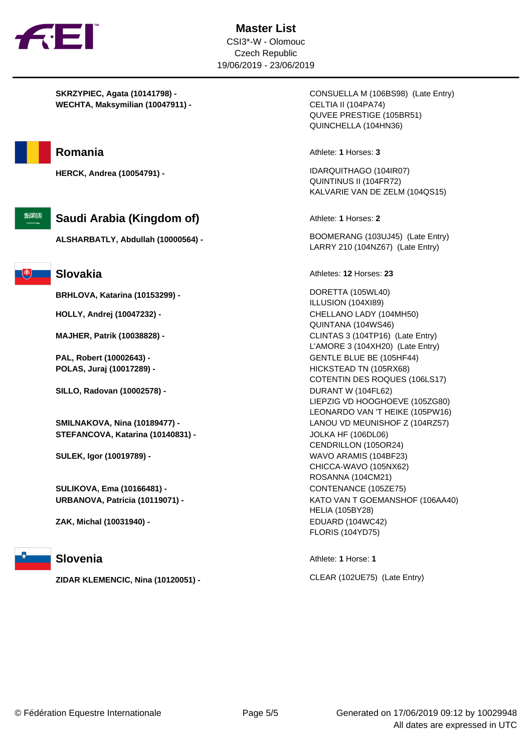# Master List

CSI3*-W - Olomouc
Czech Republic
19/06/2019 - 23/06/2019

| | |
|---|---|
| **SKRZYPIEC, Agata (10141798) -** | |
| **WECHTA, Maksymilian (10047911) -** | CONSUELLA M (106BS98) (Late Entry)<br>CELTIA II (104PA74)<br>QUVEE PRESTIGE (105BR51)<br>QUINCHELLA (104HN36) |

## Romania

Athlete: **1** Horses: **3**

| | |
|---|---|
| **HERCK, Andrea (10054791) -** | IDARQUITHAGO (104IR07)<br>QUINTINUS II (104FR72)<br>KALVARIE VAN DE ZELM (104QS15) |

## Saudi Arabia (Kingdom of)

Athlete: **1** Horses: **2**

| | |
|---|---|
| **ALSHARBATLY, Abdullah (10000564) -** | BOOMERANG (103UJ45) (Late Entry)<br>LARRY 210 (104NZ67) (Late Entry) |

## Slovakia

Athletes: **12** Horses: **23**

| | |
|---|---|
| **BRHLOVA, Katarina (10153299) -** | DORETTA (105WL40)<br>ILLUSION (104XI89) |
| **HOLLY, Andrej (10047232) -** | CHELLANO LADY (104MH50)<br>QUINTANA (104WS46) |
| **MAJHER, Patrik (10038828) -** | CLINTAS 3 (104TP16) (Late Entry)<br>L'AMORE 3 (104XH20) (Late Entry) |
| **PAL, Robert (10002643) -** | GENTLE BLUE BE (105HF44) |
| **POLAS, Juraj (10017289) -** | HICKSTEAD TN (105RX68)<br>COTENTIN DES ROQUES (106LS17) |
| **SILLO, Radovan (10002578) -** | DURANT W (104FL62)<br>LIEPZIG VD HOOGHOEVE (105ZG80)<br>LEONARDO VAN 'T HEIKE (105PW16) |
| **SMILNAKOVA, Nina (10189477) -** | LANOU VD MEUNISHOF Z (104RZ57) |
| **STEFANCOVA, Katarina (10140831) -** | JOLKA HF (106DL06)<br>CENDRILLON (105OR24) |
| **SULEK, Igor (10019789) -** | WAVO ARAMIS (104BF23)<br>CHICCA-WAVO (105NX62)<br>ROSANNA (104CM21) |
| **SULIKOVA, Ema (10166481) -** | CONTENANCE (105ZE75) |
| **URBANOVA, Patricia (10119071) -** | KATO VAN T GOEMANSHOF (106AA40)<br>HELIA (105BY28) |
| **ZAK, Michal (10031940) -** | EDUARD (104WC42)<br>FLORIS (104YD75) |

## Slovenia

Athlete: **1** Horse: **1**

| | |
|---|---|
| **ZIDAR KLEMENCIC, Nina (10120051) -** | CLEAR (102UE75) (Late Entry) |

© Fédération Equestre Internationale

Generated on 17/06/2019 09:12 by 10029948
All dates are expressed in UTC